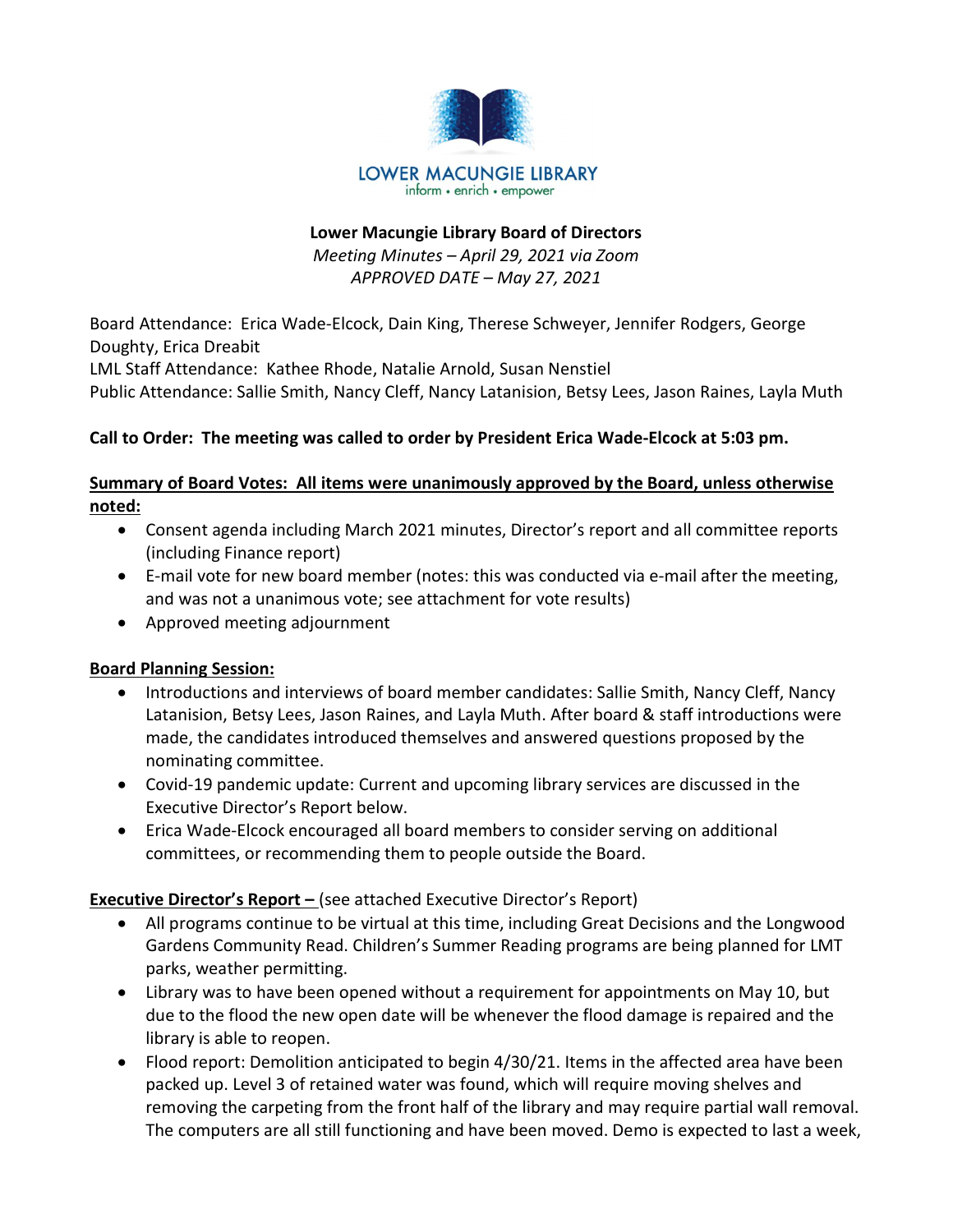LOWER MACUNGIE LIBRARY
inform • enrich • empower

# Lower Macungie Library Board of Directors

*Meeting Minutes – April 29, 2021 via Zoom*
*APPROVED DATE – May 27, 2021*

Board Attendance: Erica Wade-Elcock, Dain King, Therese Schweyer, Jennifer Rodgers, George Doughty, Erica Dreabit
LML Staff Attendance: Kathee Rhode, Natalie Arnold, Susan Nenstiel
Public Attendance: Sallie Smith, Nancy Cleff, Nancy Latanision, Betsy Lees, Jason Raines, Layla Muth

**Call to Order: The meeting was called to order by President Erica Wade-Elcock at 5:03 pm.**

**Summary of Board Votes: All items were unanimously approved by the Board, unless otherwise noted:**

- Consent agenda including March 2021 minutes, Director's report and all committee reports (including Finance report)
- E-mail vote for new board member (notes: this was conducted via e-mail after the meeting, and was not a unanimous vote; see attachment for vote results)
- Approved meeting adjournment

**Board Planning Session:**

- Introductions and interviews of board member candidates: Sallie Smith, Nancy Cleff, Nancy Latanision, Betsy Lees, Jason Raines, and Layla Muth. After board & staff introductions were made, the candidates introduced themselves and answered questions proposed by the nominating committee.
- Covid-19 pandemic update: Current and upcoming library services are discussed in the Executive Director's Report below.
- Erica Wade-Elcock encouraged all board members to consider serving on additional committees, or recommending them to people outside the Board.

**Executive Director's Report –** (see attached Executive Director's Report)

- All programs continue to be virtual at this time, including Great Decisions and the Longwood Gardens Community Read. Children's Summer Reading programs are being planned for LMT parks, weather permitting.
- Library was to have been opened without a requirement for appointments on May 10, but due to the flood the new open date will be whenever the flood damage is repaired and the library is able to reopen.
- Flood report: Demolition anticipated to begin 4/30/21. Items in the affected area have been packed up. Level 3 of retained water was found, which will require moving shelves and removing the carpeting from the front half of the library and may require partial wall removal. The computers are all still functioning and have been moved. Demo is expected to last a week,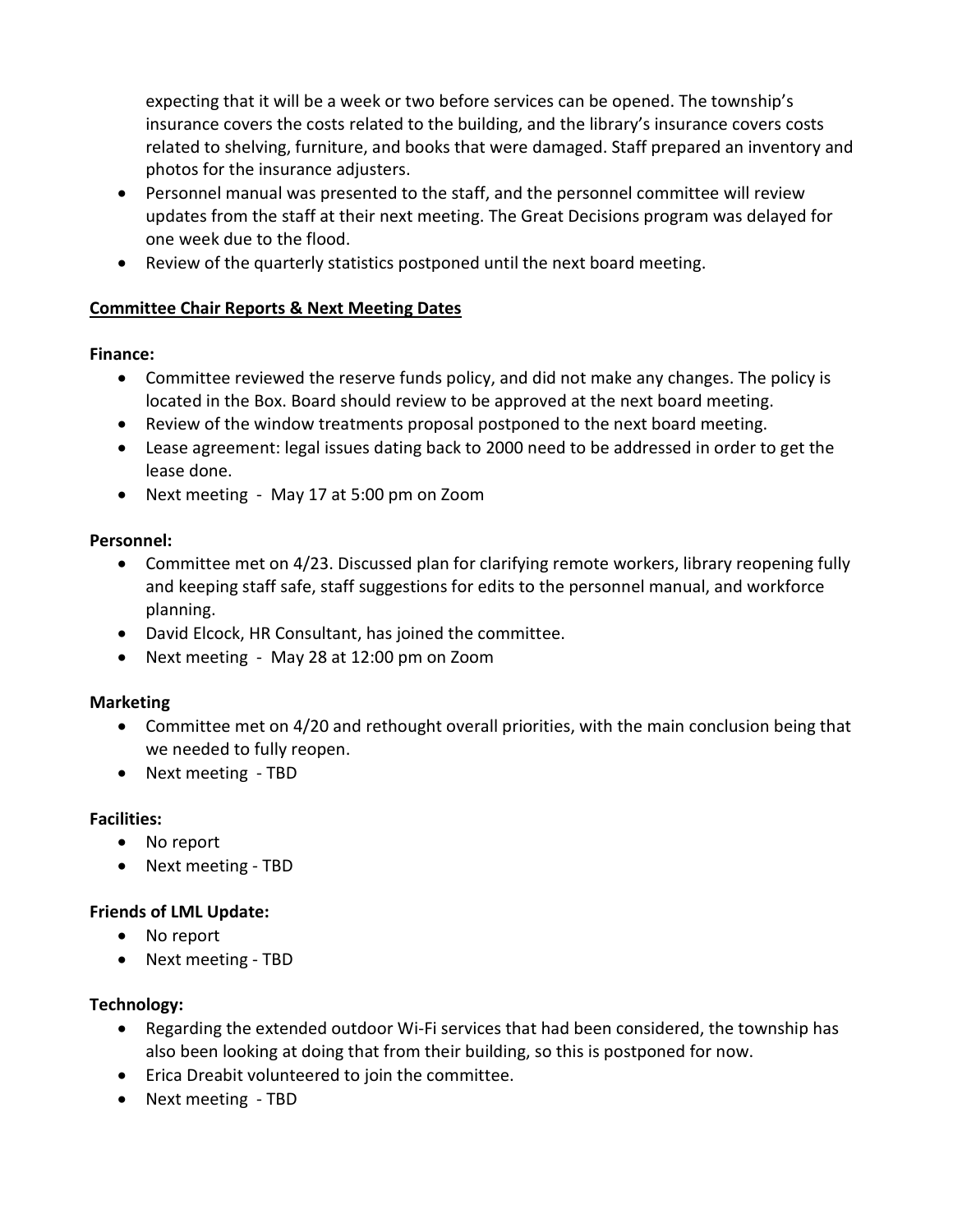expecting that it will be a week or two before services can be opened. The township's insurance covers the costs related to the building, and the library's insurance covers costs related to shelving, furniture, and books that were damaged. Staff prepared an inventory and photos for the insurance adjusters.

- Personnel manual was presented to the staff, and the personnel committee will review updates from the staff at their next meeting. The Great Decisions program was delayed for one week due to the flood.
- Review of the quarterly statistics postponed until the next board meeting.

**Committee Chair Reports & Next Meeting Dates**

**Finance:**

- Committee reviewed the reserve funds policy, and did not make any changes. The policy is located in the Box. Board should review to be approved at the next board meeting.
- Review of the window treatments proposal postponed to the next board meeting.
- Lease agreement: legal issues dating back to 2000 need to be addressed in order to get the lease done.
- Next meeting - May 17 at 5:00 pm on Zoom

**Personnel:**

- Committee met on 4/23. Discussed plan for clarifying remote workers, library reopening fully and keeping staff safe, staff suggestions for edits to the personnel manual, and workforce planning.
- David Elcock, HR Consultant, has joined the committee.
- Next meeting - May 28 at 12:00 pm on Zoom

**Marketing**

- Committee met on 4/20 and rethought overall priorities, with the main conclusion being that we needed to fully reopen.
- Next meeting - TBD

**Facilities:**

- No report
- Next meeting - TBD

**Friends of LML Update:**

- No report
- Next meeting - TBD

**Technology:**

- Regarding the extended outdoor Wi-Fi services that had been considered, the township has also been looking at doing that from their building, so this is postponed for now.
- Erica Dreabit volunteered to join the committee.
- Next meeting - TBD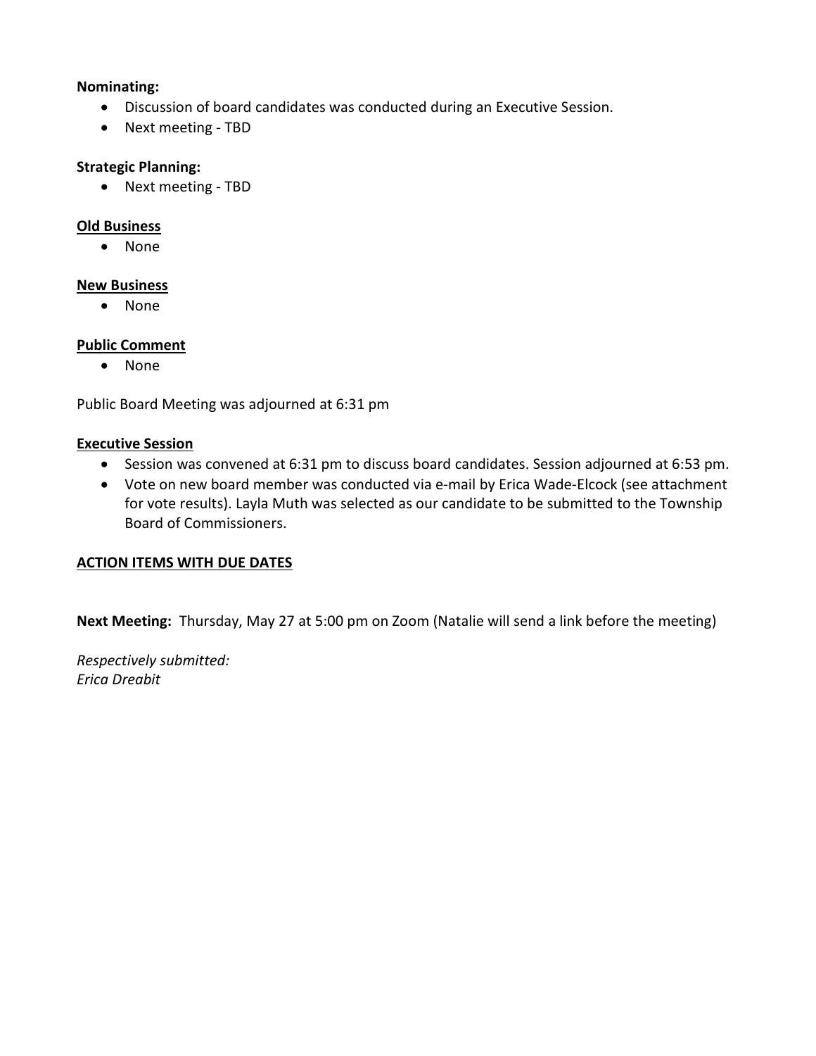**Nominating:**

- Discussion of board candidates was conducted during an Executive Session.
- Next meeting - TBD

**Strategic Planning:**

- Next meeting - TBD

**Old Business**

- None

**New Business**

- None

**Public Comment**

- None

Public Board Meeting was adjourned at 6:31 pm

**Executive Session**

- Session was convened at 6:31 pm to discuss board candidates. Session adjourned at 6:53 pm.
- Vote on new board member was conducted via e-mail by Erica Wade-Elcock (see attachment for vote results). Layla Muth was selected as our candidate to be submitted to the Township Board of Commissioners.

**ACTION ITEMS WITH DUE DATES**

**Next Meeting:** Thursday, May 27 at 5:00 pm on Zoom (Natalie will send a link before the meeting)

*Respectively submitted:*
*Erica Dreabit*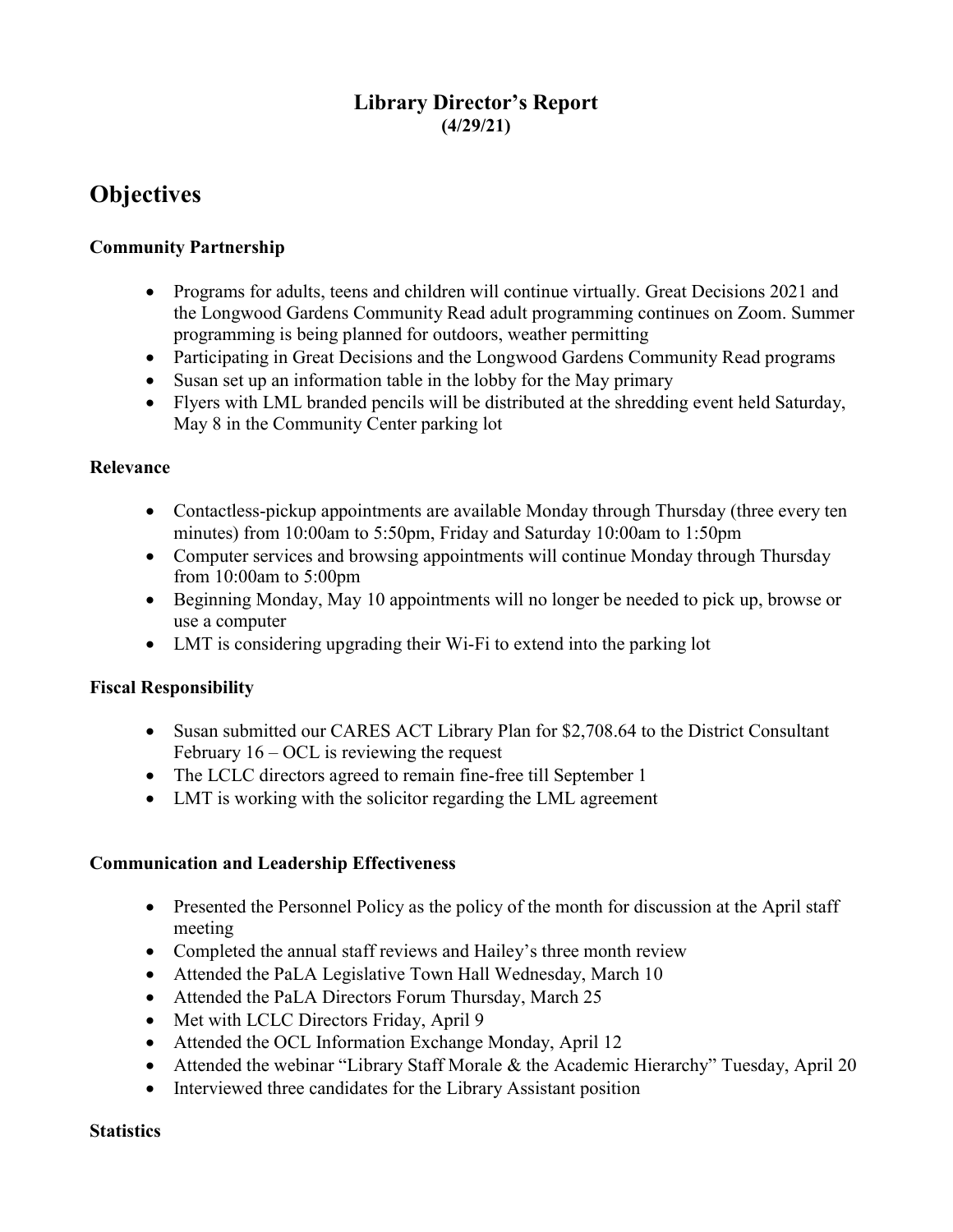# Library Director's Report
**(4/29/21)**

# Objectives

### Community Partnership

- Programs for adults, teens and children will continue virtually. Great Decisions 2021 and the Longwood Gardens Community Read adult programming continues on Zoom. Summer programming is being planned for outdoors, weather permitting
- Participating in Great Decisions and the Longwood Gardens Community Read programs
- Susan set up an information table in the lobby for the May primary
- Flyers with LML branded pencils will be distributed at the shredding event held Saturday, May 8 in the Community Center parking lot

### Relevance

- Contactless-pickup appointments are available Monday through Thursday (three every ten minutes) from 10:00am to 5:50pm, Friday and Saturday 10:00am to 1:50pm
- Computer services and browsing appointments will continue Monday through Thursday from 10:00am to 5:00pm
- Beginning Monday, May 10 appointments will no longer be needed to pick up, browse or use a computer
- LMT is considering upgrading their Wi-Fi to extend into the parking lot

### Fiscal Responsibility

- Susan submitted our CARES ACT Library Plan for $2,708.64 to the District Consultant February 16 – OCL is reviewing the request
- The LCLC directors agreed to remain fine-free till September 1
- LMT is working with the solicitor regarding the LML agreement

### Communication and Leadership Effectiveness

- Presented the Personnel Policy as the policy of the month for discussion at the April staff meeting
- Completed the annual staff reviews and Hailey's three month review
- Attended the PaLA Legislative Town Hall Wednesday, March 10
- Attended the PaLA Directors Forum Thursday, March 25
- Met with LCLC Directors Friday, April 9
- Attended the OCL Information Exchange Monday, April 12
- Attended the webinar "Library Staff Morale & the Academic Hierarchy" Tuesday, April 20
- Interviewed three candidates for the Library Assistant position

### Statistics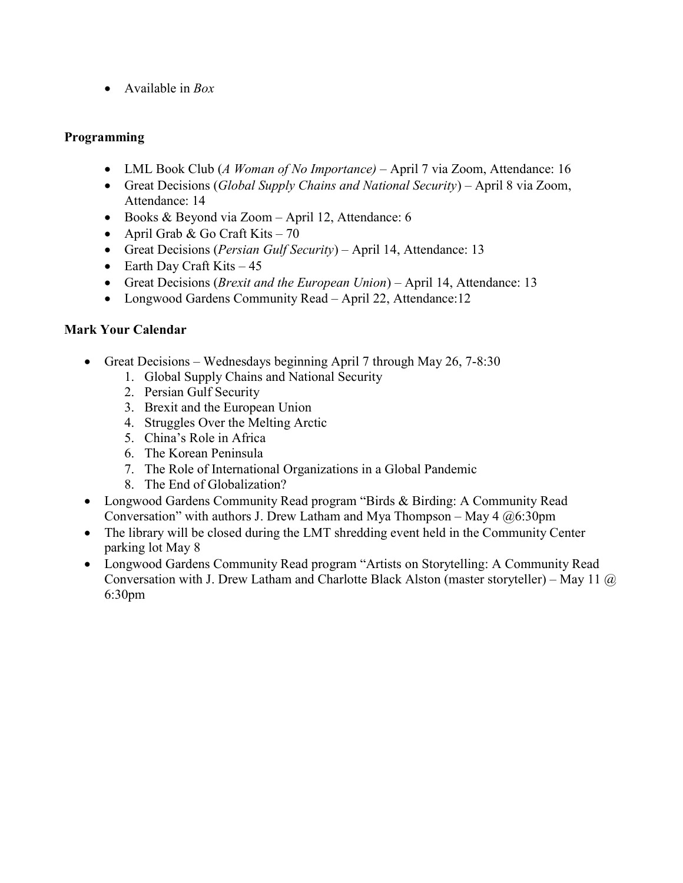- Available in *Box*

**Programming**

- LML Book Club (*A Woman of No Importance)* – April 7 via Zoom, Attendance: 16
- Great Decisions (*Global Supply Chains and National Security*) – April 8 via Zoom, Attendance: 14
- Books & Beyond via Zoom – April 12, Attendance: 6
- April Grab & Go Craft Kits – 70
- Great Decisions (*Persian Gulf Security*) – April 14, Attendance: 13
- Earth Day Craft Kits – 45
- Great Decisions (*Brexit and the European Union*) – April 14, Attendance: 13
- Longwood Gardens Community Read – April 22, Attendance:12

**Mark Your Calendar**

- Great Decisions – Wednesdays beginning April 7 through May 26, 7-8:30
  1. Global Supply Chains and National Security
  2. Persian Gulf Security
  3. Brexit and the European Union
  4. Struggles Over the Melting Arctic
  5. China's Role in Africa
  6. The Korean Peninsula
  7. The Role of International Organizations in a Global Pandemic
  8. The End of Globalization?
- Longwood Gardens Community Read program "Birds & Birding: A Community Read Conversation" with authors J. Drew Latham and Mya Thompson – May 4 @6:30pm
- The library will be closed during the LMT shredding event held in the Community Center parking lot May 8
- Longwood Gardens Community Read program "Artists on Storytelling: A Community Read Conversation with J. Drew Latham and Charlotte Black Alston (master storyteller) – May 11 @ 6:30pm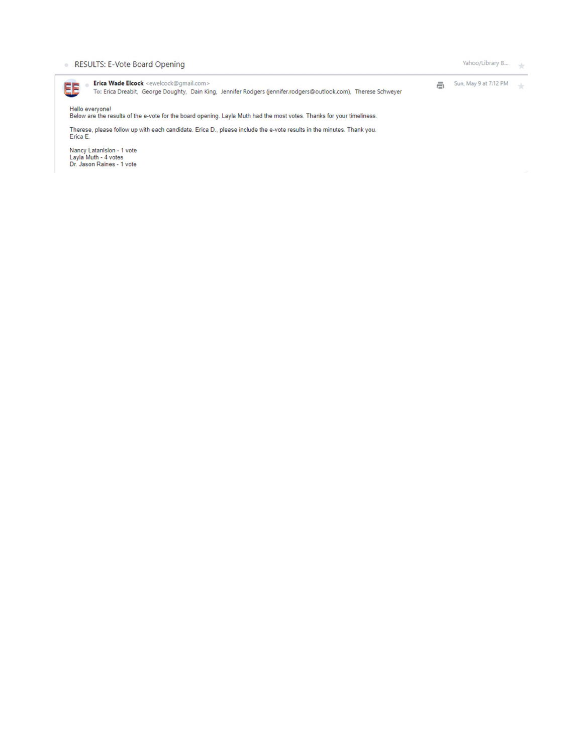RESULTS: E-Vote Board Opening

Yahoo/Library B...

**Erica Wade Elcock** <ewelcock@gmail.com>
To: Erica Dreabit, George Doughty, Dain King, Jennifer Rodgers (jennifer.rodgers@outlook.com), Therese Schweyer

Sun, May 9 at 7:12 PM

Hello everyone!
Below are the results of the e-vote for the board opening. Layla Muth had the most votes. Thanks for your timeliness.

Therese, please follow up with each candidate. Erica D., please include the e-vote results in the minutes. Thank you.
Erica E.

Nancy Latanision - 1 vote
Layla Muth - 4 votes
Dr. Jason Raines - 1 vote